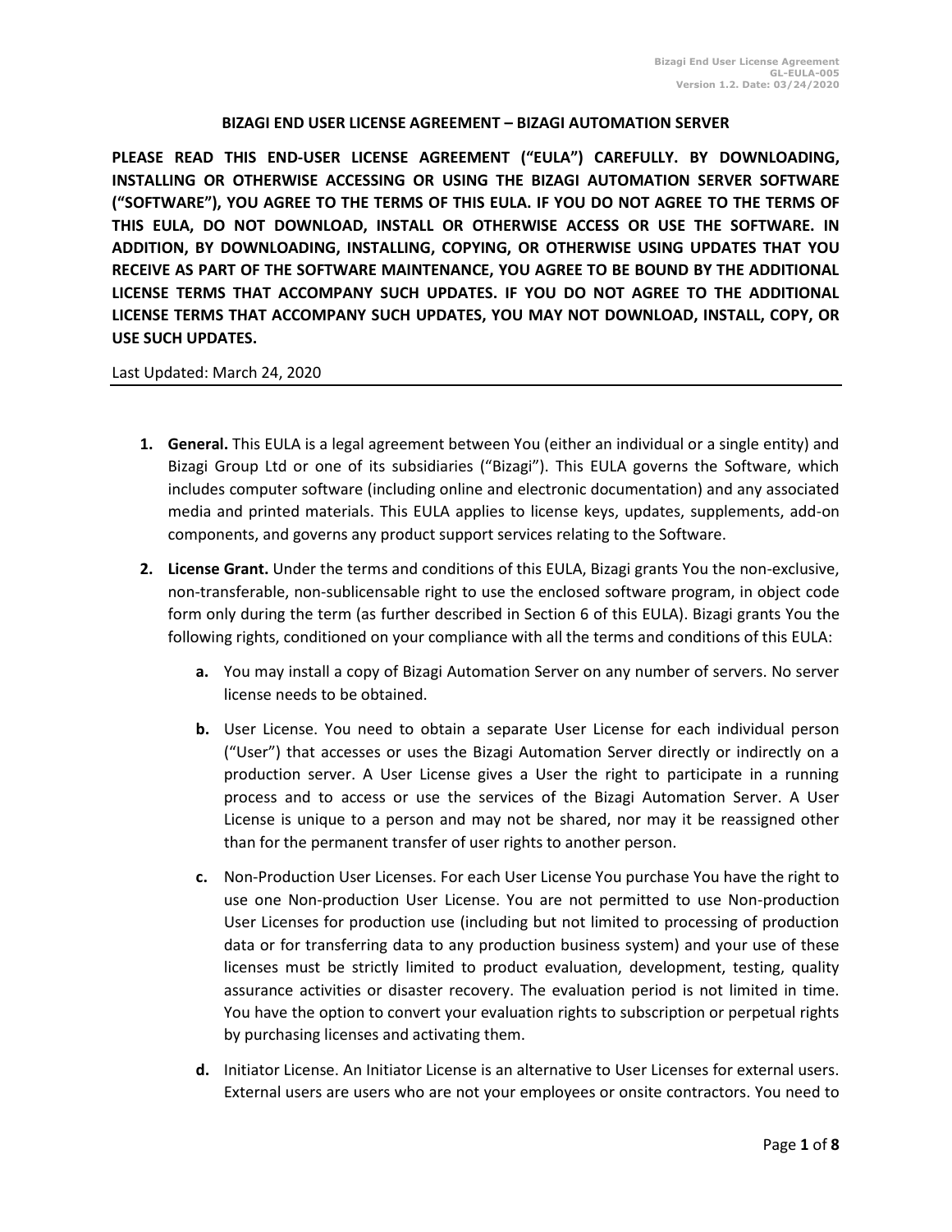# BIZAGI END USER LICENSE AGREEMENT – BIZAGI AUTOMATION SERVER

**PLEASE READ THIS END-USER LICENSE AGREEMENT ("EULA") CAREFULLY. BY DOWNLOADING, INSTALLING OR OTHERWISE ACCESSING OR USING THE BIZAGI AUTOMATION SERVER SOFTWARE ("SOFTWARE"), YOU AGREE TO THE TERMS OF THIS EULA. IF YOU DO NOT AGREE TO THE TERMS OF THIS EULA, DO NOT DOWNLOAD, INSTALL OR OTHERWISE ACCESS OR USE THE SOFTWARE. IN ADDITION, BY DOWNLOADING, INSTALLING, COPYING, OR OTHERWISE USING UPDATES THAT YOU RECEIVE AS PART OF THE SOFTWARE MAINTENANCE, YOU AGREE TO BE BOUND BY THE ADDITIONAL LICENSE TERMS THAT ACCOMPANY SUCH UPDATES. IF YOU DO NOT AGREE TO THE ADDITIONAL LICENSE TERMS THAT ACCOMPANY SUCH UPDATES, YOU MAY NOT DOWNLOAD, INSTALL, COPY, OR USE SUCH UPDATES.**

Last Updated: March 24, 2020

---

1. **General.** This EULA is a legal agreement between You (either an individual or a single entity) and Bizagi Group Ltd or one of its subsidiaries ("Bizagi"). This EULA governs the Software, which includes computer software (including online and electronic documentation) and any associated media and printed materials. This EULA applies to license keys, updates, supplements, add-on components, and governs any product support services relating to the Software.

2. **License Grant.** Under the terms and conditions of this EULA, Bizagi grants You the non-exclusive, non-transferable, non-sublicensable right to use the enclosed software program, in object code form only during the term (as further described in Section 6 of this EULA). Bizagi grants You the following rights, conditioned on your compliance with all the terms and conditions of this EULA:

   a. You may install a copy of Bizagi Automation Server on any number of servers. No server license needs to be obtained.

   b. User License. You need to obtain a separate User License for each individual person ("User") that accesses or uses the Bizagi Automation Server directly or indirectly on a production server. A User License gives a User the right to participate in a running process and to access or use the services of the Bizagi Automation Server. A User License is unique to a person and may not be shared, nor may it be reassigned other than for the permanent transfer of user rights to another person.

   c. Non-Production User Licenses. For each User License You purchase You have the right to use one Non-production User License. You are not permitted to use Non-production User Licenses for production use (including but not limited to processing of production data or for transferring data to any production business system) and your use of these licenses must be strictly limited to product evaluation, development, testing, quality assurance activities or disaster recovery. The evaluation period is not limited in time. You have the option to convert your evaluation rights to subscription or perpetual rights by purchasing licenses and activating them.

   d. Initiator License. An Initiator License is an alternative to User Licenses for external users. External users are users who are not your employees or onsite contractors. You need to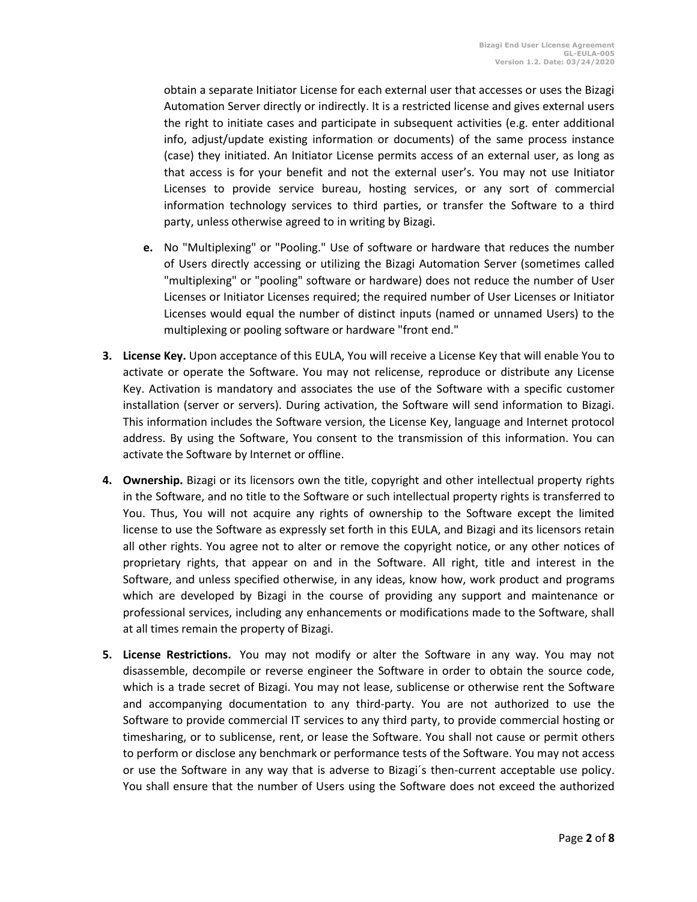obtain a separate Initiator License for each external user that accesses or uses the Bizagi Automation Server directly or indirectly. It is a restricted license and gives external users the right to initiate cases and participate in subsequent activities (e.g. enter additional info, adjust/update existing information or documents) of the same process instance (case) they initiated. An Initiator License permits access of an external user, as long as that access is for your benefit and not the external user's. You may not use Initiator Licenses to provide service bureau, hosting services, or any sort of commercial information technology services to third parties, or transfer the Software to a third party, unless otherwise agreed to in writing by Bizagi.

   **e.** No "Multiplexing" or "Pooling." Use of software or hardware that reduces the number of Users directly accessing or utilizing the Bizagi Automation Server (sometimes called "multiplexing" or "pooling" software or hardware) does not reduce the number of User Licenses or Initiator Licenses required; the required number of User Licenses or Initiator Licenses would equal the number of distinct inputs (named or unnamed Users) to the multiplexing or pooling software or hardware "front end."

3. **License Key.** Upon acceptance of this EULA, You will receive a License Key that will enable You to activate or operate the Software. You may not relicense, reproduce or distribute any License Key. Activation is mandatory and associates the use of the Software with a specific customer installation (server or servers). During activation, the Software will send information to Bizagi. This information includes the Software version, the License Key, language and Internet protocol address. By using the Software, You consent to the transmission of this information. You can activate the Software by Internet or offline.

4. **Ownership.** Bizagi or its licensors own the title, copyright and other intellectual property rights in the Software, and no title to the Software or such intellectual property rights is transferred to You. Thus, You will not acquire any rights of ownership to the Software except the limited license to use the Software as expressly set forth in this EULA, and Bizagi and its licensors retain all other rights. You agree not to alter or remove the copyright notice, or any other notices of proprietary rights, that appear on and in the Software. All right, title and interest in the Software, and unless specified otherwise, in any ideas, know how, work product and programs which are developed by Bizagi in the course of providing any support and maintenance or professional services, including any enhancements or modifications made to the Software, shall at all times remain the property of Bizagi.

5. **License Restrictions.** You may not modify or alter the Software in any way. You may not disassemble, decompile or reverse engineer the Software in order to obtain the source code, which is a trade secret of Bizagi. You may not lease, sublicense or otherwise rent the Software and accompanying documentation to any third-party. You are not authorized to use the Software to provide commercial IT services to any third party, to provide commercial hosting or timesharing, or to sublicense, rent, or lease the Software. You shall not cause or permit others to perform or disclose any benchmark or performance tests of the Software. You may not access or use the Software in any way that is adverse to Bizagi´s then-current acceptable use policy. You shall ensure that the number of Users using the Software does not exceed the authorized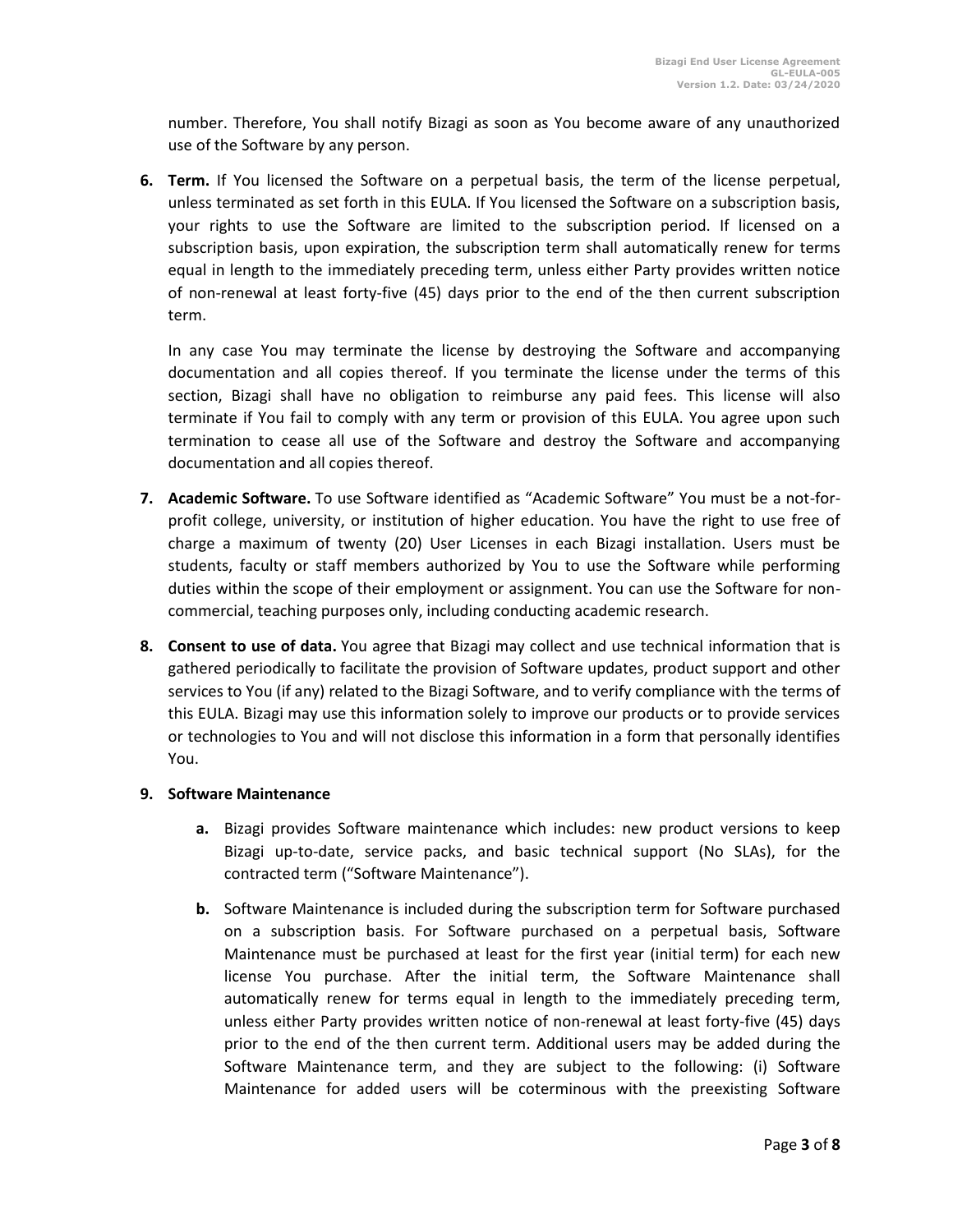number. Therefore, You shall notify Bizagi as soon as You become aware of any unauthorized use of the Software by any person.

6. **Term.** If You licensed the Software on a perpetual basis, the term of the license perpetual, unless terminated as set forth in this EULA. If You licensed the Software on a subscription basis, your rights to use the Software are limited to the subscription period. If licensed on a subscription basis, upon expiration, the subscription term shall automatically renew for terms equal in length to the immediately preceding term, unless either Party provides written notice of non-renewal at least forty-five (45) days prior to the end of the then current subscription term.

   In any case You may terminate the license by destroying the Software and accompanying documentation and all copies thereof. If you terminate the license under the terms of this section, Bizagi shall have no obligation to reimburse any paid fees. This license will also terminate if You fail to comply with any term or provision of this EULA. You agree upon such termination to cease all use of the Software and destroy the Software and accompanying documentation and all copies thereof.

7. **Academic Software.** To use Software identified as "Academic Software" You must be a not-for-profit college, university, or institution of higher education. You have the right to use free of charge a maximum of twenty (20) User Licenses in each Bizagi installation. Users must be students, faculty or staff members authorized by You to use the Software while performing duties within the scope of their employment or assignment. You can use the Software for non-commercial, teaching purposes only, including conducting academic research.

8. **Consent to use of data.** You agree that Bizagi may collect and use technical information that is gathered periodically to facilitate the provision of Software updates, product support and other services to You (if any) related to the Bizagi Software, and to verify compliance with the terms of this EULA. Bizagi may use this information solely to improve our products or to provide services or technologies to You and will not disclose this information in a form that personally identifies You.

9. **Software Maintenance**

   a. Bizagi provides Software maintenance which includes: new product versions to keep Bizagi up-to-date, service packs, and basic technical support (No SLAs), for the contracted term ("Software Maintenance").

   b. Software Maintenance is included during the subscription term for Software purchased on a subscription basis. For Software purchased on a perpetual basis, Software Maintenance must be purchased at least for the first year (initial term) for each new license You purchase. After the initial term, the Software Maintenance shall automatically renew for terms equal in length to the immediately preceding term, unless either Party provides written notice of non-renewal at least forty-five (45) days prior to the end of the then current term. Additional users may be added during the Software Maintenance term, and they are subject to the following: (i) Software Maintenance for added users will be coterminous with the preexisting Software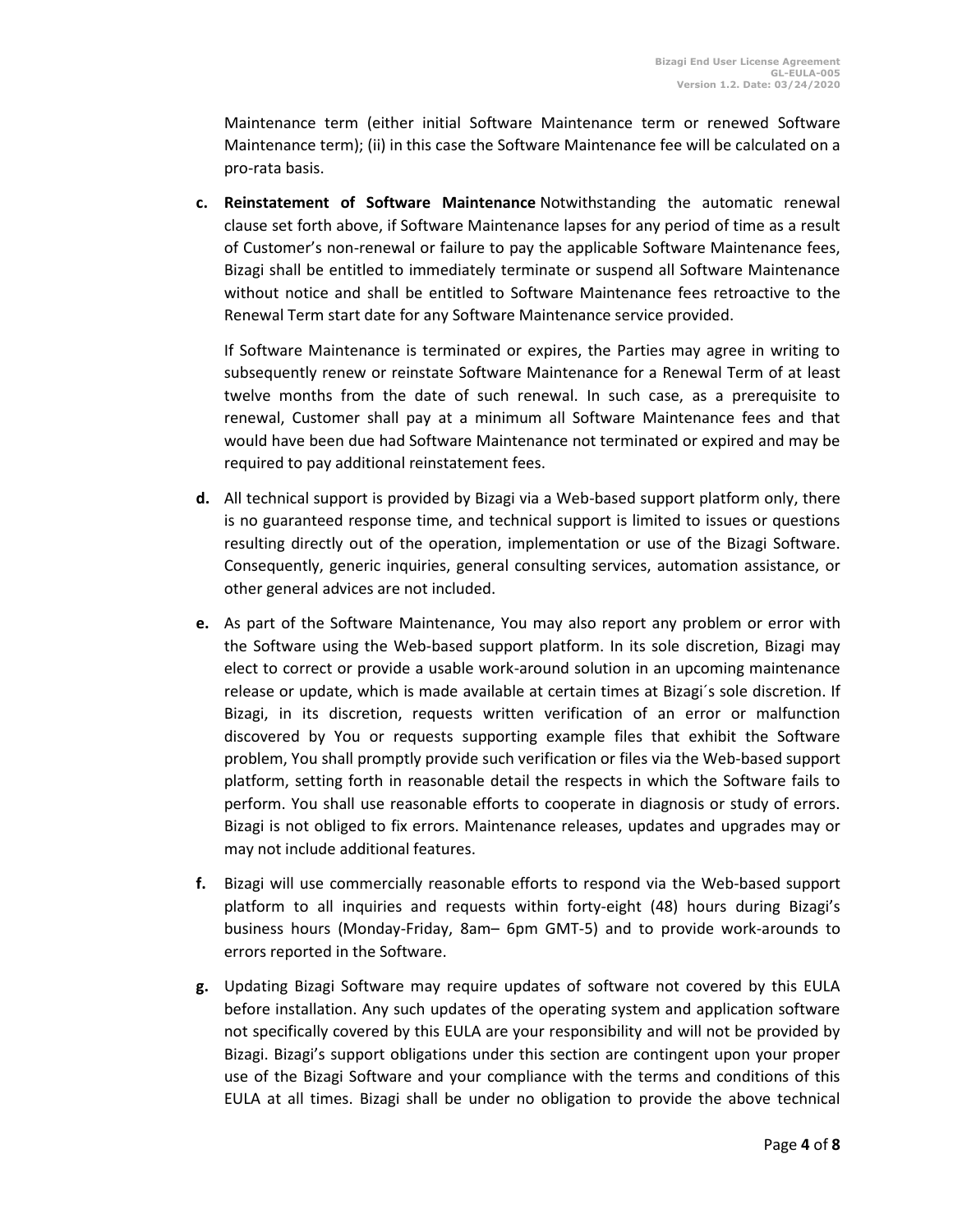Maintenance term (either initial Software Maintenance term or renewed Software Maintenance term); (ii) in this case the Software Maintenance fee will be calculated on a pro-rata basis.

c. **Reinstatement of Software Maintenance** Notwithstanding the automatic renewal clause set forth above, if Software Maintenance lapses for any period of time as a result of Customer's non-renewal or failure to pay the applicable Software Maintenance fees, Bizagi shall be entitled to immediately terminate or suspend all Software Maintenance without notice and shall be entitled to Software Maintenance fees retroactive to the Renewal Term start date for any Software Maintenance service provided.

   If Software Maintenance is terminated or expires, the Parties may agree in writing to subsequently renew or reinstate Software Maintenance for a Renewal Term of at least twelve months from the date of such renewal. In such case, as a prerequisite to renewal, Customer shall pay at a minimum all Software Maintenance fees and that would have been due had Software Maintenance not terminated or expired and may be required to pay additional reinstatement fees.

d. All technical support is provided by Bizagi via a Web-based support platform only, there is no guaranteed response time, and technical support is limited to issues or questions resulting directly out of the operation, implementation or use of the Bizagi Software. Consequently, generic inquiries, general consulting services, automation assistance, or other general advices are not included.

e. As part of the Software Maintenance, You may also report any problem or error with the Software using the Web-based support platform. In its sole discretion, Bizagi may elect to correct or provide a usable work-around solution in an upcoming maintenance release or update, which is made available at certain times at Bizagi´s sole discretion. If Bizagi, in its discretion, requests written verification of an error or malfunction discovered by You or requests supporting example files that exhibit the Software problem, You shall promptly provide such verification or files via the Web-based support platform, setting forth in reasonable detail the respects in which the Software fails to perform. You shall use reasonable efforts to cooperate in diagnosis or study of errors. Bizagi is not obliged to fix errors. Maintenance releases, updates and upgrades may or may not include additional features.

f. Bizagi will use commercially reasonable efforts to respond via the Web-based support platform to all inquiries and requests within forty-eight (48) hours during Bizagi's business hours (Monday-Friday, 8am– 6pm GMT-5) and to provide work-arounds to errors reported in the Software.

g. Updating Bizagi Software may require updates of software not covered by this EULA before installation. Any such updates of the operating system and application software not specifically covered by this EULA are your responsibility and will not be provided by Bizagi. Bizagi's support obligations under this section are contingent upon your proper use of the Bizagi Software and your compliance with the terms and conditions of this EULA at all times. Bizagi shall be under no obligation to provide the above technical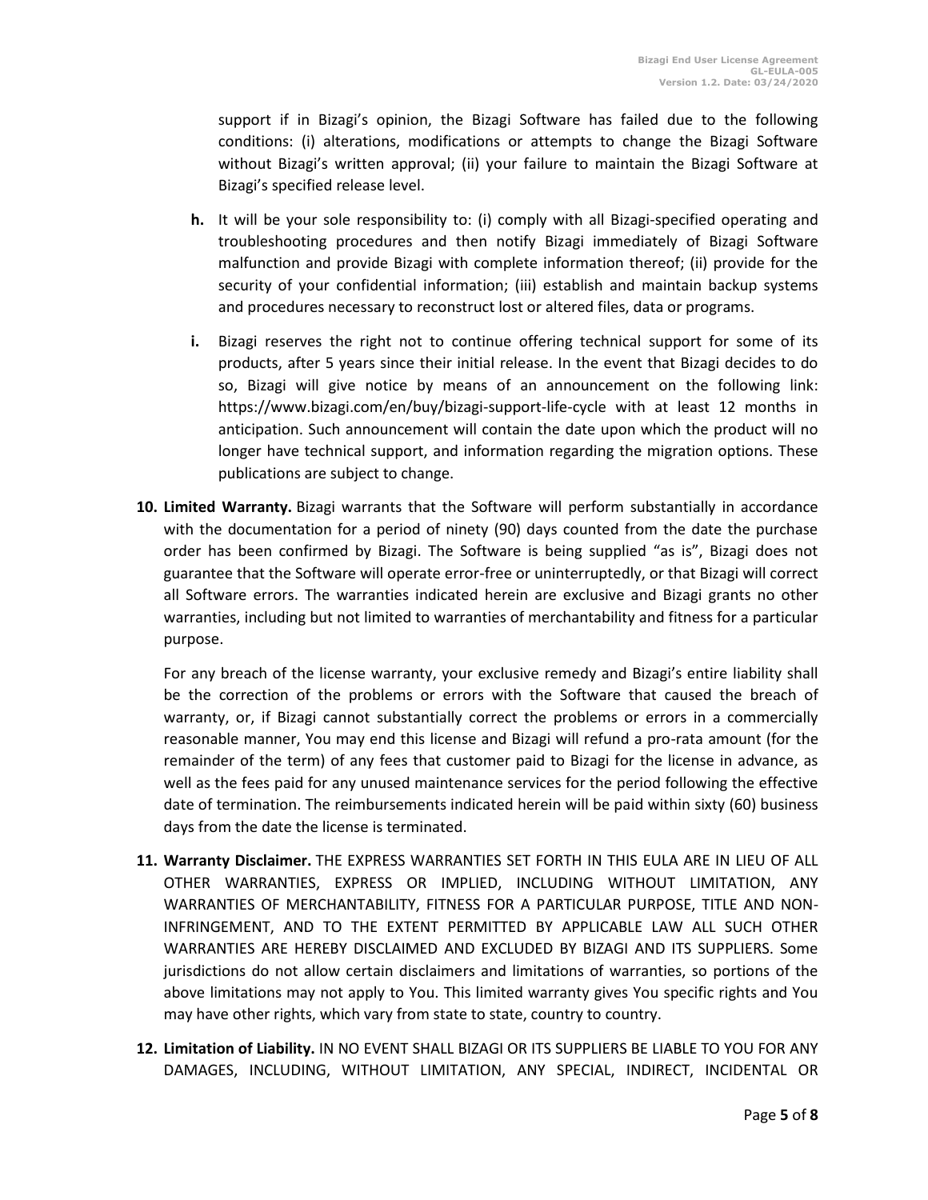support if in Bizagi's opinion, the Bizagi Software has failed due to the following conditions: (i) alterations, modifications or attempts to change the Bizagi Software without Bizagi's written approval; (ii) your failure to maintain the Bizagi Software at Bizagi's specified release level.

**h.** It will be your sole responsibility to: (i) comply with all Bizagi-specified operating and troubleshooting procedures and then notify Bizagi immediately of Bizagi Software malfunction and provide Bizagi with complete information thereof; (ii) provide for the security of your confidential information; (iii) establish and maintain backup systems and procedures necessary to reconstruct lost or altered files, data or programs.

**i.** Bizagi reserves the right not to continue offering technical support for some of its products, after 5 years since their initial release. In the event that Bizagi decides to do so, Bizagi will give notice by means of an announcement on the following link: https://www.bizagi.com/en/buy/bizagi-support-life-cycle with at least 12 months in anticipation. Such announcement will contain the date upon which the product will no longer have technical support, and information regarding the migration options. These publications are subject to change.

**10. Limited Warranty.** Bizagi warrants that the Software will perform substantially in accordance with the documentation for a period of ninety (90) days counted from the date the purchase order has been confirmed by Bizagi. The Software is being supplied "as is", Bizagi does not guarantee that the Software will operate error-free or uninterruptedly, or that Bizagi will correct all Software errors. The warranties indicated herein are exclusive and Bizagi grants no other warranties, including but not limited to warranties of merchantability and fitness for a particular purpose.

For any breach of the license warranty, your exclusive remedy and Bizagi's entire liability shall be the correction of the problems or errors with the Software that caused the breach of warranty, or, if Bizagi cannot substantially correct the problems or errors in a commercially reasonable manner, You may end this license and Bizagi will refund a pro-rata amount (for the remainder of the term) of any fees that customer paid to Bizagi for the license in advance, as well as the fees paid for any unused maintenance services for the period following the effective date of termination. The reimbursements indicated herein will be paid within sixty (60) business days from the date the license is terminated.

**11. Warranty Disclaimer.** THE EXPRESS WARRANTIES SET FORTH IN THIS EULA ARE IN LIEU OF ALL OTHER WARRANTIES, EXPRESS OR IMPLIED, INCLUDING WITHOUT LIMITATION, ANY WARRANTIES OF MERCHANTABILITY, FITNESS FOR A PARTICULAR PURPOSE, TITLE AND NON-INFRINGEMENT, AND TO THE EXTENT PERMITTED BY APPLICABLE LAW ALL SUCH OTHER WARRANTIES ARE HEREBY DISCLAIMED AND EXCLUDED BY BIZAGI AND ITS SUPPLIERS. Some jurisdictions do not allow certain disclaimers and limitations of warranties, so portions of the above limitations may not apply to You. This limited warranty gives You specific rights and You may have other rights, which vary from state to state, country to country.

**12. Limitation of Liability.** IN NO EVENT SHALL BIZAGI OR ITS SUPPLIERS BE LIABLE TO YOU FOR ANY DAMAGES, INCLUDING, WITHOUT LIMITATION, ANY SPECIAL, INDIRECT, INCIDENTAL OR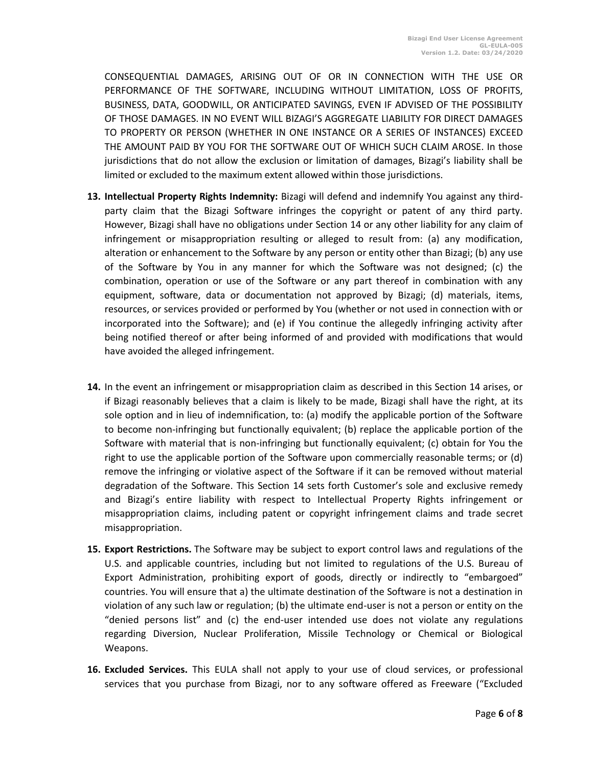CONSEQUENTIAL DAMAGES, ARISING OUT OF OR IN CONNECTION WITH THE USE OR PERFORMANCE OF THE SOFTWARE, INCLUDING WITHOUT LIMITATION, LOSS OF PROFITS, BUSINESS, DATA, GOODWILL, OR ANTICIPATED SAVINGS, EVEN IF ADVISED OF THE POSSIBILITY OF THOSE DAMAGES. IN NO EVENT WILL BIZAGI'S AGGREGATE LIABILITY FOR DIRECT DAMAGES TO PROPERTY OR PERSON (WHETHER IN ONE INSTANCE OR A SERIES OF INSTANCES) EXCEED THE AMOUNT PAID BY YOU FOR THE SOFTWARE OUT OF WHICH SUCH CLAIM AROSE. In those jurisdictions that do not allow the exclusion or limitation of damages, Bizagi's liability shall be limited or excluded to the maximum extent allowed within those jurisdictions.

13. **Intellectual Property Rights Indemnity:** Bizagi will defend and indemnify You against any third-party claim that the Bizagi Software infringes the copyright or patent of any third party. However, Bizagi shall have no obligations under Section 14 or any other liability for any claim of infringement or misappropriation resulting or alleged to result from: (a) any modification, alteration or enhancement to the Software by any person or entity other than Bizagi; (b) any use of the Software by You in any manner for which the Software was not designed; (c) the combination, operation or use of the Software or any part thereof in combination with any equipment, software, data or documentation not approved by Bizagi; (d) materials, items, resources, or services provided or performed by You (whether or not used in connection with or incorporated into the Software); and (e) if You continue the allegedly infringing activity after being notified thereof or after being informed of and provided with modifications that would have avoided the alleged infringement.

14. In the event an infringement or misappropriation claim as described in this Section 14 arises, or if Bizagi reasonably believes that a claim is likely to be made, Bizagi shall have the right, at its sole option and in lieu of indemnification, to: (a) modify the applicable portion of the Software to become non-infringing but functionally equivalent; (b) replace the applicable portion of the Software with material that is non-infringing but functionally equivalent; (c) obtain for You the right to use the applicable portion of the Software upon commercially reasonable terms; or (d) remove the infringing or violative aspect of the Software if it can be removed without material degradation of the Software. This Section 14 sets forth Customer's sole and exclusive remedy and Bizagi's entire liability with respect to Intellectual Property Rights infringement or misappropriation claims, including patent or copyright infringement claims and trade secret misappropriation.

15. **Export Restrictions.** The Software may be subject to export control laws and regulations of the U.S. and applicable countries, including but not limited to regulations of the U.S. Bureau of Export Administration, prohibiting export of goods, directly or indirectly to "embargoed" countries. You will ensure that a) the ultimate destination of the Software is not a destination in violation of any such law or regulation; (b) the ultimate end-user is not a person or entity on the "denied persons list" and (c) the end-user intended use does not violate any regulations regarding Diversion, Nuclear Proliferation, Missile Technology or Chemical or Biological Weapons.

16. **Excluded Services.** This EULA shall not apply to your use of cloud services, or professional services that you purchase from Bizagi, nor to any software offered as Freeware ("Excluded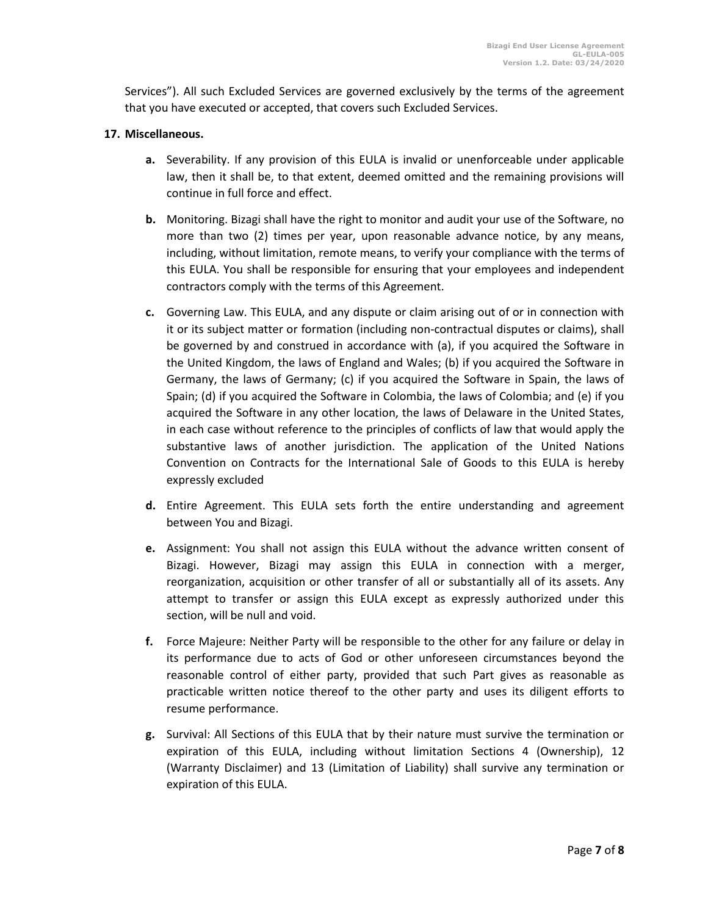Services"). All such Excluded Services are governed exclusively by the terms of the agreement that you have executed or accepted, that covers such Excluded Services.

**17. Miscellaneous.**

- **a.** Severability. If any provision of this EULA is invalid or unenforceable under applicable law, then it shall be, to that extent, deemed omitted and the remaining provisions will continue in full force and effect.

- **b.** Monitoring. Bizagi shall have the right to monitor and audit your use of the Software, no more than two (2) times per year, upon reasonable advance notice, by any means, including, without limitation, remote means, to verify your compliance with the terms of this EULA. You shall be responsible for ensuring that your employees and independent contractors comply with the terms of this Agreement.

- **c.** Governing Law. This EULA, and any dispute or claim arising out of or in connection with it or its subject matter or formation (including non-contractual disputes or claims), shall be governed by and construed in accordance with (a), if you acquired the Software in the United Kingdom, the laws of England and Wales; (b) if you acquired the Software in Germany, the laws of Germany; (c) if you acquired the Software in Spain, the laws of Spain; (d) if you acquired the Software in Colombia, the laws of Colombia; and (e) if you acquired the Software in any other location, the laws of Delaware in the United States, in each case without reference to the principles of conflicts of law that would apply the substantive laws of another jurisdiction. The application of the United Nations Convention on Contracts for the International Sale of Goods to this EULA is hereby expressly excluded

- **d.** Entire Agreement. This EULA sets forth the entire understanding and agreement between You and Bizagi.

- **e.** Assignment: You shall not assign this EULA without the advance written consent of Bizagi. However, Bizagi may assign this EULA in connection with a merger, reorganization, acquisition or other transfer of all or substantially all of its assets. Any attempt to transfer or assign this EULA except as expressly authorized under this section, will be null and void.

- **f.** Force Majeure: Neither Party will be responsible to the other for any failure or delay in its performance due to acts of God or other unforeseen circumstances beyond the reasonable control of either party, provided that such Part gives as reasonable as practicable written notice thereof to the other party and uses its diligent efforts to resume performance.

- **g.** Survival: All Sections of this EULA that by their nature must survive the termination or expiration of this EULA, including without limitation Sections 4 (Ownership), 12 (Warranty Disclaimer) and 13 (Limitation of Liability) shall survive any termination or expiration of this EULA.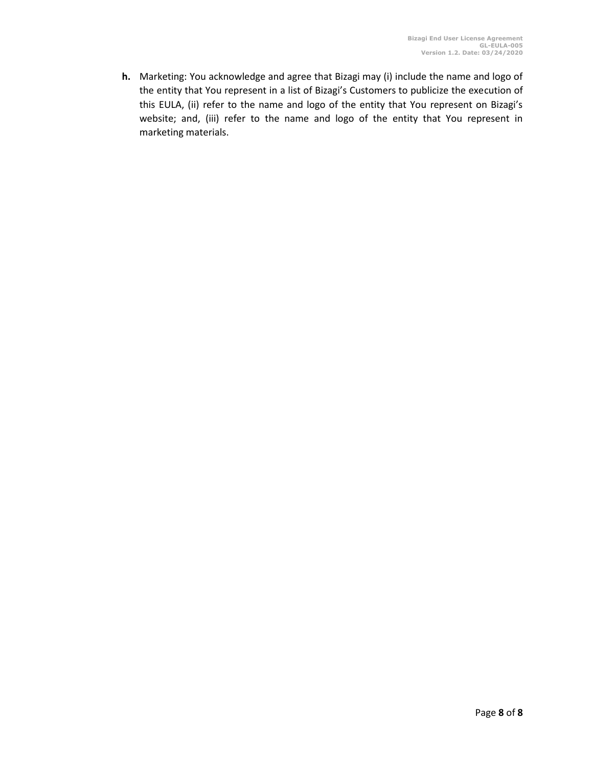**h.** Marketing: You acknowledge and agree that Bizagi may (i) include the name and logo of the entity that You represent in a list of Bizagi's Customers to publicize the execution of this EULA, (ii) refer to the name and logo of the entity that You represent on Bizagi's website; and, (iii) refer to the name and logo of the entity that You represent in marketing materials.